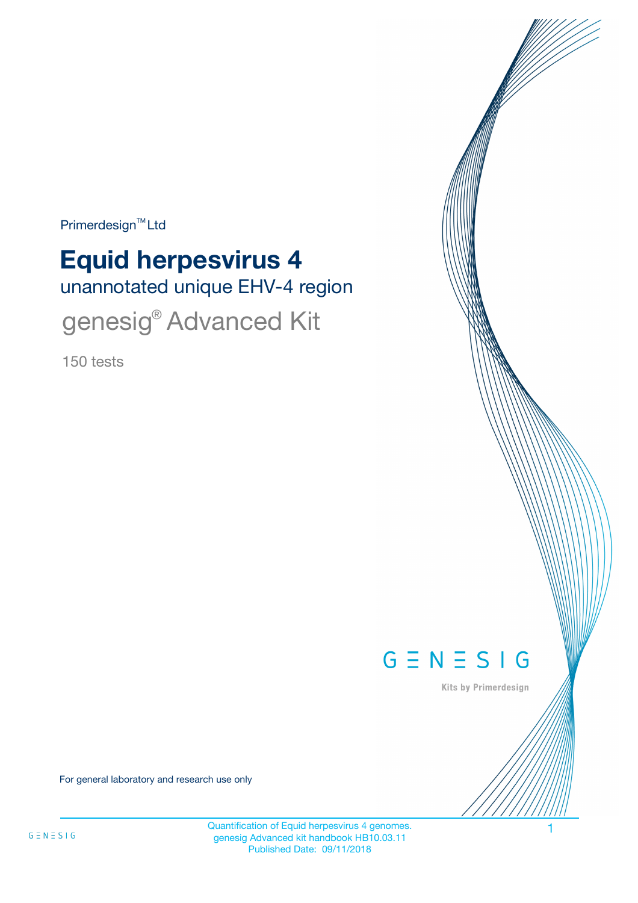Primerdesign™ Ltd

# Equid herpesvirus 4

## unannotated unique EHV-4 region

## genesig® Advanced Kit

150 tests

GENESIG

Kits by Primerdesign

For general laboratory and research use only

Quantification of Equid herpesvirus 4 genomes.
genesig Advanced kit handbook HB10.03.11
Published Date: 09/11/2018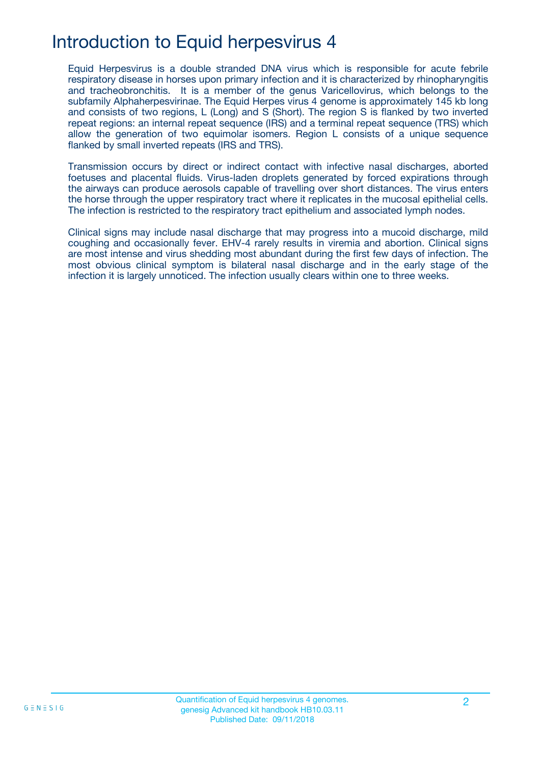# Introduction to Equid herpesvirus 4

Equid Herpesvirus is a double stranded DNA virus which is responsible for acute febrile respiratory disease in horses upon primary infection and it is characterized by rhinopharyngitis and tracheobronchitis. It is a member of the genus Varicellovirus, which belongs to the subfamily Alphaherpesvirinae. The Equid Herpes virus 4 genome is approximately 145 kb long and consists of two regions, L (Long) and S (Short). The region S is flanked by two inverted repeat regions: an internal repeat sequence (IRS) and a terminal repeat sequence (TRS) which allow the generation of two equimolar isomers. Region L consists of a unique sequence flanked by small inverted repeats (IRS and TRS).

Transmission occurs by direct or indirect contact with infective nasal discharges, aborted foetuses and placental fluids. Virus-laden droplets generated by forced expirations through the airways can produce aerosols capable of travelling over short distances. The virus enters the horse through the upper respiratory tract where it replicates in the mucosal epithelial cells. The infection is restricted to the respiratory tract epithelium and associated lymph nodes.

Clinical signs may include nasal discharge that may progress into a mucoid discharge, mild coughing and occasionally fever. EHV-4 rarely results in viremia and abortion. Clinical signs are most intense and virus shedding most abundant during the first few days of infection. The most obvious clinical symptom is bilateral nasal discharge and in the early stage of the infection it is largely unnoticed. The infection usually clears within one to three weeks.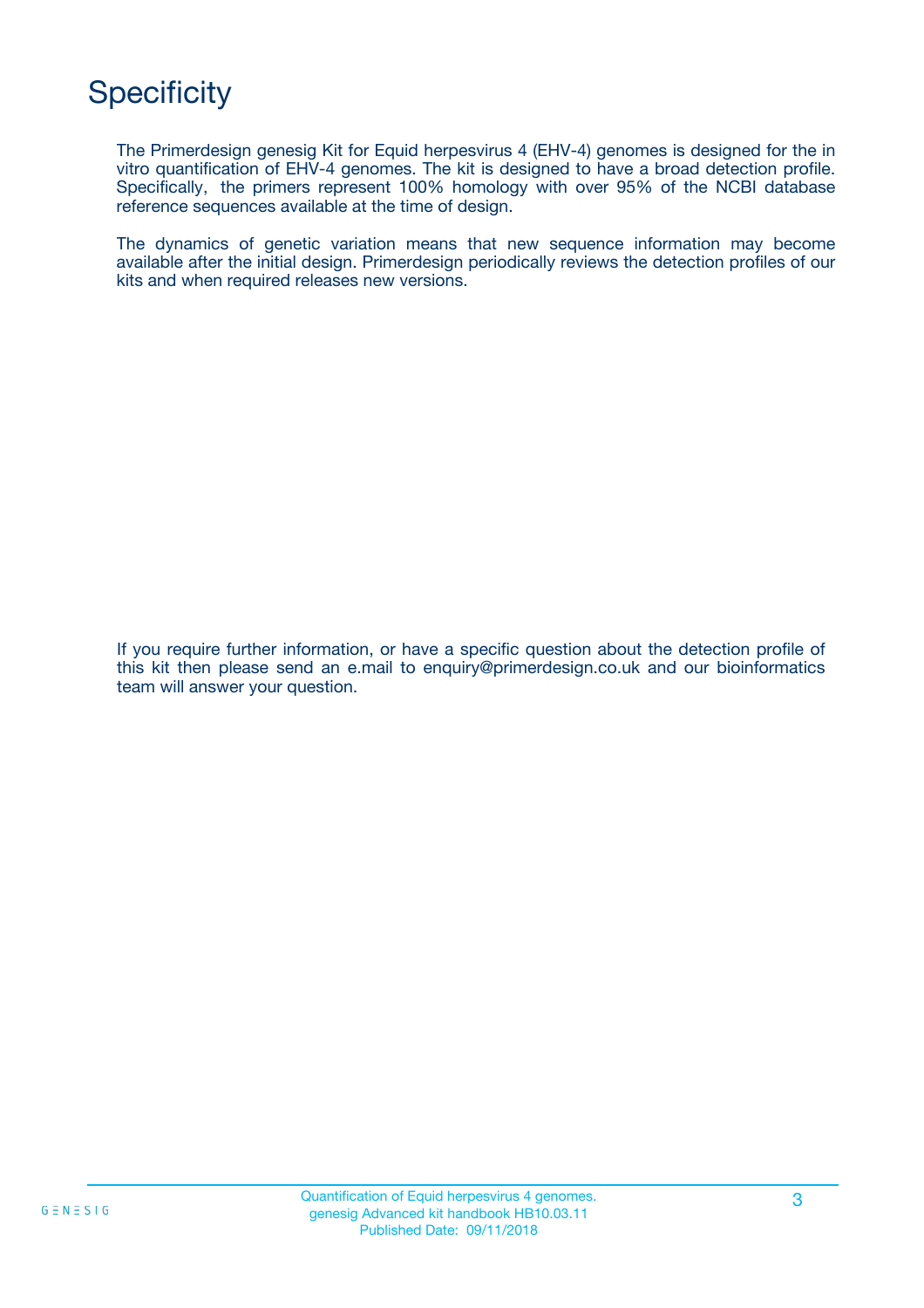# Specificity

The Primerdesign genesig Kit for Equid herpesvirus 4 (EHV-4) genomes is designed for the in vitro quantification of EHV-4 genomes. The kit is designed to have a broad detection profile. Specifically, the primers represent 100% homology with over 95% of the NCBI database reference sequences available at the time of design.

The dynamics of genetic variation means that new sequence information may become available after the initial design. Primerdesign periodically reviews the detection profiles of our kits and when required releases new versions.

If you require further information, or have a specific question about the detection profile of this kit then please send an e.mail to enquiry@primerdesign.co.uk and our bioinformatics team will answer your question.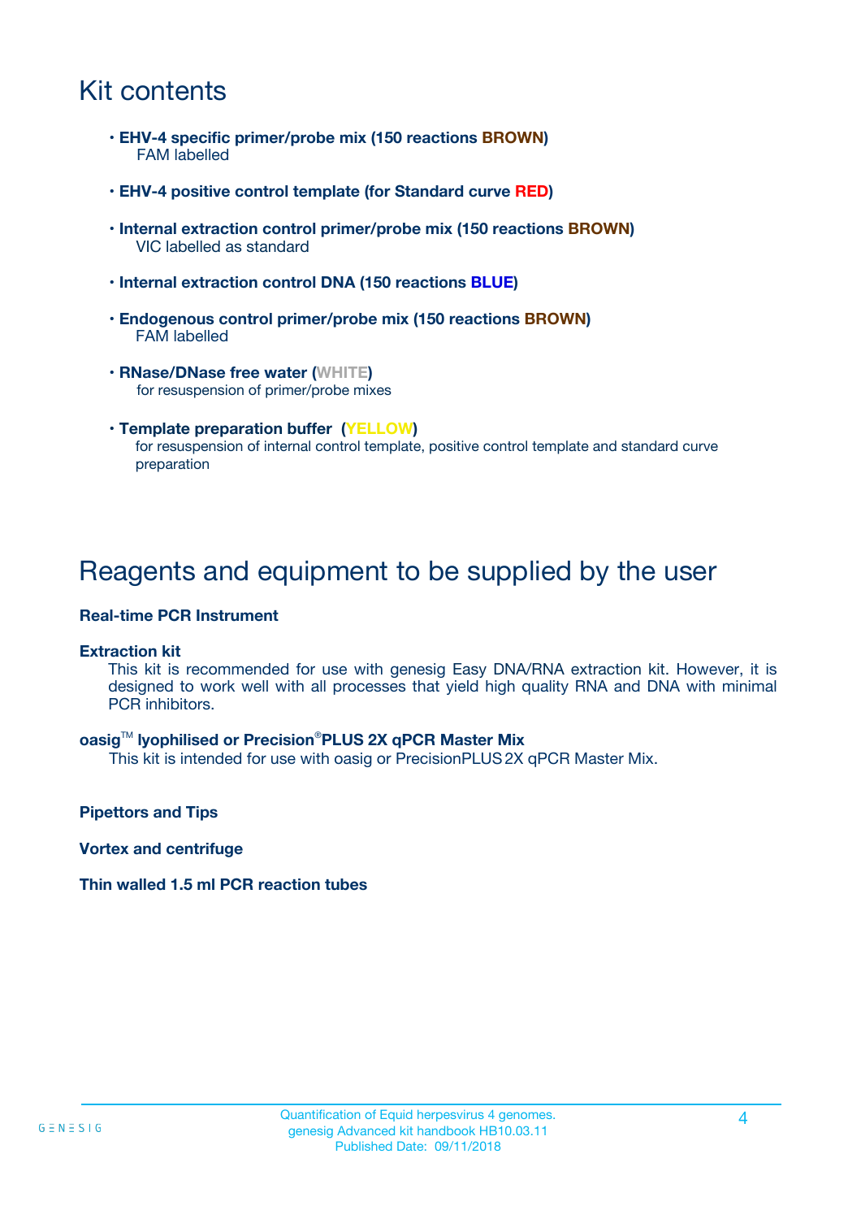# Kit contents

- **EHV-4 specific primer/probe mix (150 reactions BROWN)**
  FAM labelled
- **EHV-4 positive control template (for Standard curve RED)**
- **Internal extraction control primer/probe mix (150 reactions BROWN)**
  VIC labelled as standard
- **Internal extraction control DNA (150 reactions BLUE)**
- **Endogenous control primer/probe mix (150 reactions BROWN)**
  FAM labelled
- **RNase/DNase free water (WHITE)**
  for resuspension of primer/probe mixes
- **Template preparation buffer (YELLOW)**
  for resuspension of internal control template, positive control template and standard curve preparation

# Reagents and equipment to be supplied by the user

**Real-time PCR Instrument**

**Extraction kit**

This kit is recommended for use with genesig Easy DNA/RNA extraction kit. However, it is designed to work well with all processes that yield high quality RNA and DNA with minimal PCR inhibitors.

**oasig™ lyophilised or Precision®PLUS 2X qPCR Master Mix**

This kit is intended for use with oasig or PrecisionPLUS 2X qPCR Master Mix.

**Pipettors and Tips**

**Vortex and centrifuge**

**Thin walled 1.5 ml PCR reaction tubes**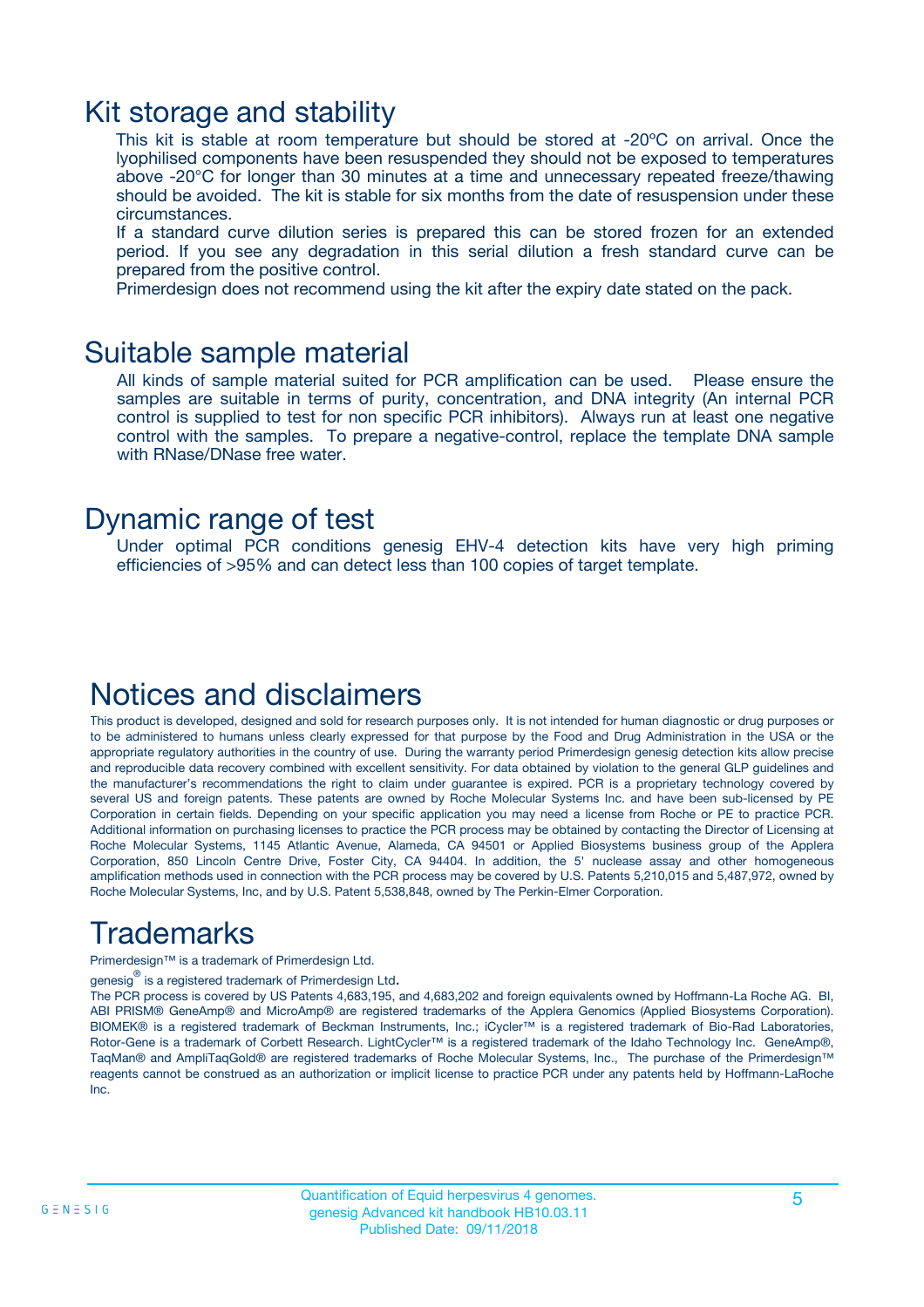## Kit storage and stability

This kit is stable at room temperature but should be stored at -20ºC on arrival. Once the lyophilised components have been resuspended they should not be exposed to temperatures above -20°C for longer than 30 minutes at a time and unnecessary repeated freeze/thawing should be avoided. The kit is stable for six months from the date of resuspension under these circumstances.

If a standard curve dilution series is prepared this can be stored frozen for an extended period. If you see any degradation in this serial dilution a fresh standard curve can be prepared from the positive control.

Primerdesign does not recommend using the kit after the expiry date stated on the pack.

## Suitable sample material

All kinds of sample material suited for PCR amplification can be used. Please ensure the samples are suitable in terms of purity, concentration, and DNA integrity (An internal PCR control is supplied to test for non specific PCR inhibitors). Always run at least one negative control with the samples. To prepare a negative-control, replace the template DNA sample with RNase/DNase free water.

## Dynamic range of test

Under optimal PCR conditions genesig EHV-4 detection kits have very high priming efficiencies of >95% and can detect less than 100 copies of target template.

## Notices and disclaimers

This product is developed, designed and sold for research purposes only. It is not intended for human diagnostic or drug purposes or to be administered to humans unless clearly expressed for that purpose by the Food and Drug Administration in the USA or the appropriate regulatory authorities in the country of use. During the warranty period Primerdesign genesig detection kits allow precise and reproducible data recovery combined with excellent sensitivity. For data obtained by violation to the general GLP guidelines and the manufacturer's recommendations the right to claim under guarantee is expired. PCR is a proprietary technology covered by several US and foreign patents. These patents are owned by Roche Molecular Systems Inc. and have been sub-licensed by PE Corporation in certain fields. Depending on your specific application you may need a license from Roche or PE to practice PCR. Additional information on purchasing licenses to practice the PCR process may be obtained by contacting the Director of Licensing at Roche Molecular Systems, 1145 Atlantic Avenue, Alameda, CA 94501 or Applied Biosystems business group of the Applera Corporation, 850 Lincoln Centre Drive, Foster City, CA 94404. In addition, the 5' nuclease assay and other homogeneous amplification methods used in connection with the PCR process may be covered by U.S. Patents 5,210,015 and 5,487,972, owned by Roche Molecular Systems, Inc, and by U.S. Patent 5,538,848, owned by The Perkin-Elmer Corporation.

## Trademarks

Primerdesign™ is a trademark of Primerdesign Ltd.

genesig® is a registered trademark of Primerdesign Ltd.

The PCR process is covered by US Patents 4,683,195, and 4,683,202 and foreign equivalents owned by Hoffmann-La Roche AG. BI, ABI PRISM® GeneAmp® and MicroAmp® are registered trademarks of the Applera Genomics (Applied Biosystems Corporation). BIOMEK® is a registered trademark of Beckman Instruments, Inc.; iCycler™ is a registered trademark of Bio-Rad Laboratories, Rotor-Gene is a trademark of Corbett Research. LightCycler™ is a registered trademark of the Idaho Technology Inc. GeneAmp®, TaqMan® and AmpliTaqGold® are registered trademarks of Roche Molecular Systems, Inc., The purchase of the Primerdesign™ reagents cannot be construed as an authorization or implicit license to practice PCR under any patents held by Hoffmann-LaRoche Inc.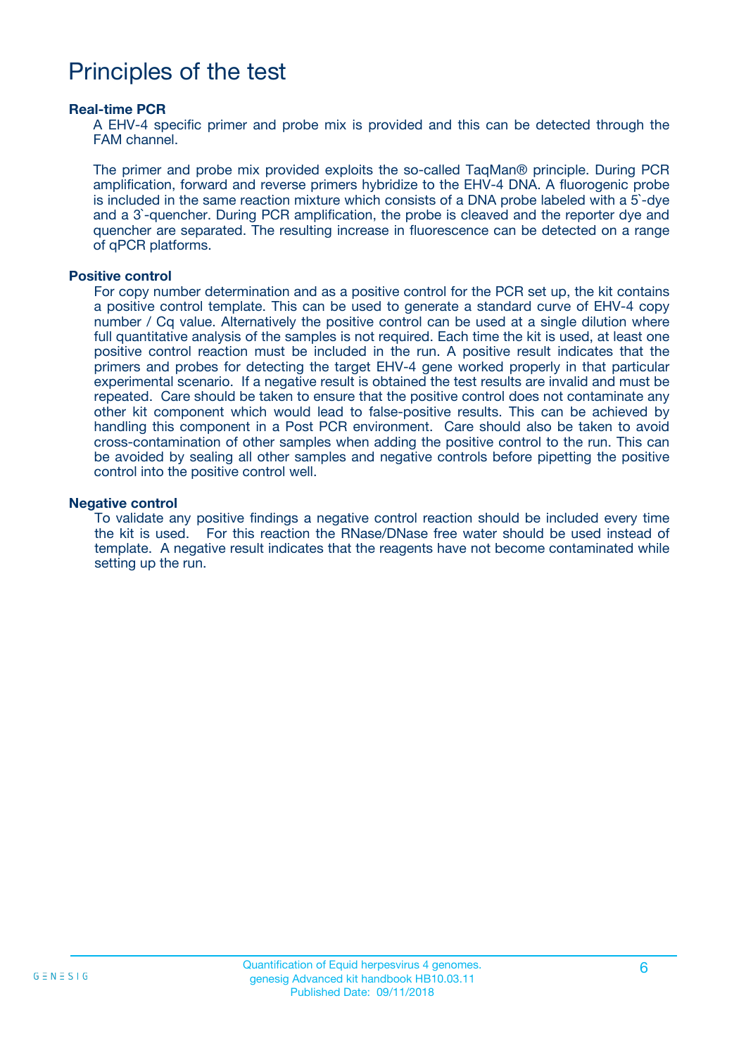# Principles of the test

### Real-time PCR

A EHV-4 specific primer and probe mix is provided and this can be detected through the FAM channel.

The primer and probe mix provided exploits the so-called TaqMan® principle. During PCR amplification, forward and reverse primers hybridize to the EHV-4 DNA. A fluorogenic probe is included in the same reaction mixture which consists of a DNA probe labeled with a 5`-dye and a 3`-quencher. During PCR amplification, the probe is cleaved and the reporter dye and quencher are separated. The resulting increase in fluorescence can be detected on a range of qPCR platforms.

### Positive control

For copy number determination and as a positive control for the PCR set up, the kit contains a positive control template. This can be used to generate a standard curve of EHV-4 copy number / Cq value. Alternatively the positive control can be used at a single dilution where full quantitative analysis of the samples is not required. Each time the kit is used, at least one positive control reaction must be included in the run. A positive result indicates that the primers and probes for detecting the target EHV-4 gene worked properly in that particular experimental scenario. If a negative result is obtained the test results are invalid and must be repeated. Care should be taken to ensure that the positive control does not contaminate any other kit component which would lead to false-positive results. This can be achieved by handling this component in a Post PCR environment. Care should also be taken to avoid cross-contamination of other samples when adding the positive control to the run. This can be avoided by sealing all other samples and negative controls before pipetting the positive control into the positive control well.

### Negative control

To validate any positive findings a negative control reaction should be included every time the kit is used. For this reaction the RNase/DNase free water should be used instead of template. A negative result indicates that the reagents have not become contaminated while setting up the run.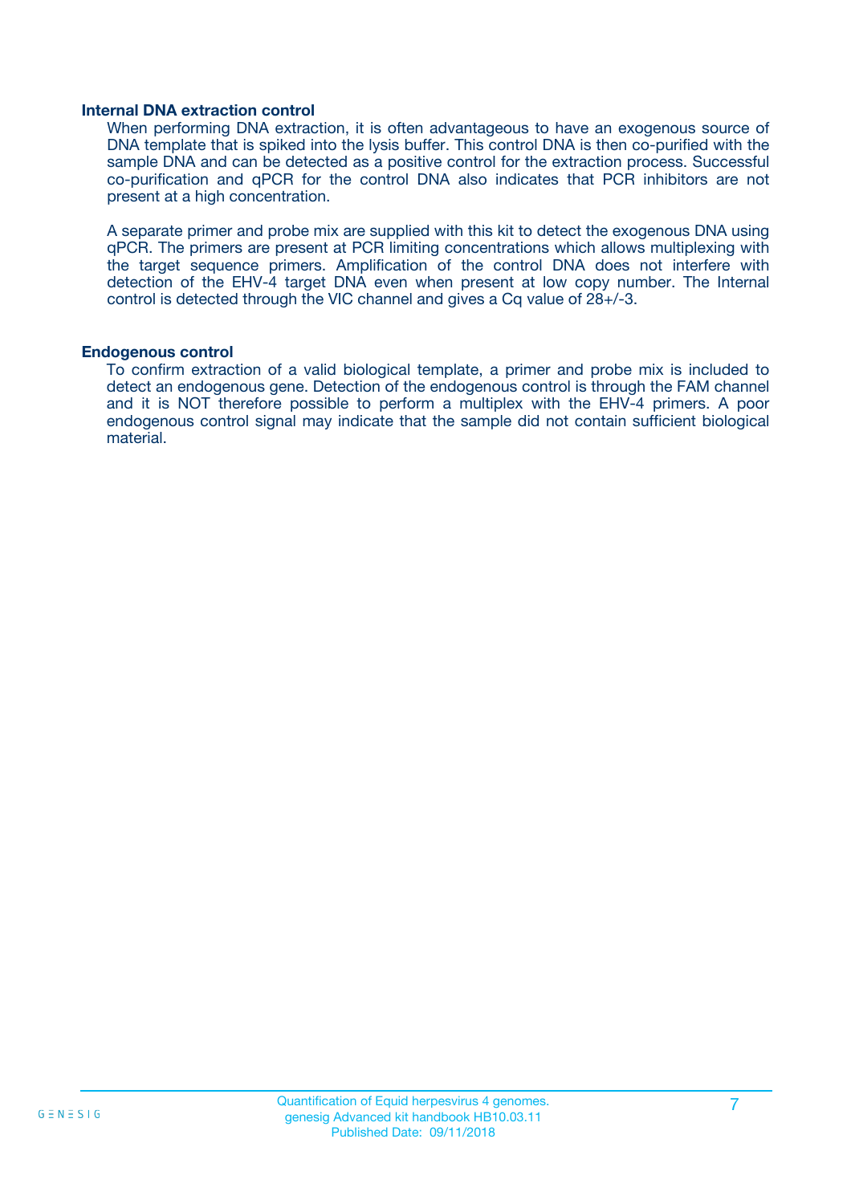### Internal DNA extraction control

When performing DNA extraction, it is often advantageous to have an exogenous source of DNA template that is spiked into the lysis buffer. This control DNA is then co-purified with the sample DNA and can be detected as a positive control for the extraction process. Successful co-purification and qPCR for the control DNA also indicates that PCR inhibitors are not present at a high concentration.

A separate primer and probe mix are supplied with this kit to detect the exogenous DNA using qPCR. The primers are present at PCR limiting concentrations which allows multiplexing with the target sequence primers. Amplification of the control DNA does not interfere with detection of the EHV-4 target DNA even when present at low copy number. The Internal control is detected through the VIC channel and gives a Cq value of 28+/-3.

### Endogenous control

To confirm extraction of a valid biological template, a primer and probe mix is included to detect an endogenous gene. Detection of the endogenous control is through the FAM channel and it is NOT therefore possible to perform a multiplex with the EHV-4 primers. A poor endogenous control signal may indicate that the sample did not contain sufficient biological material.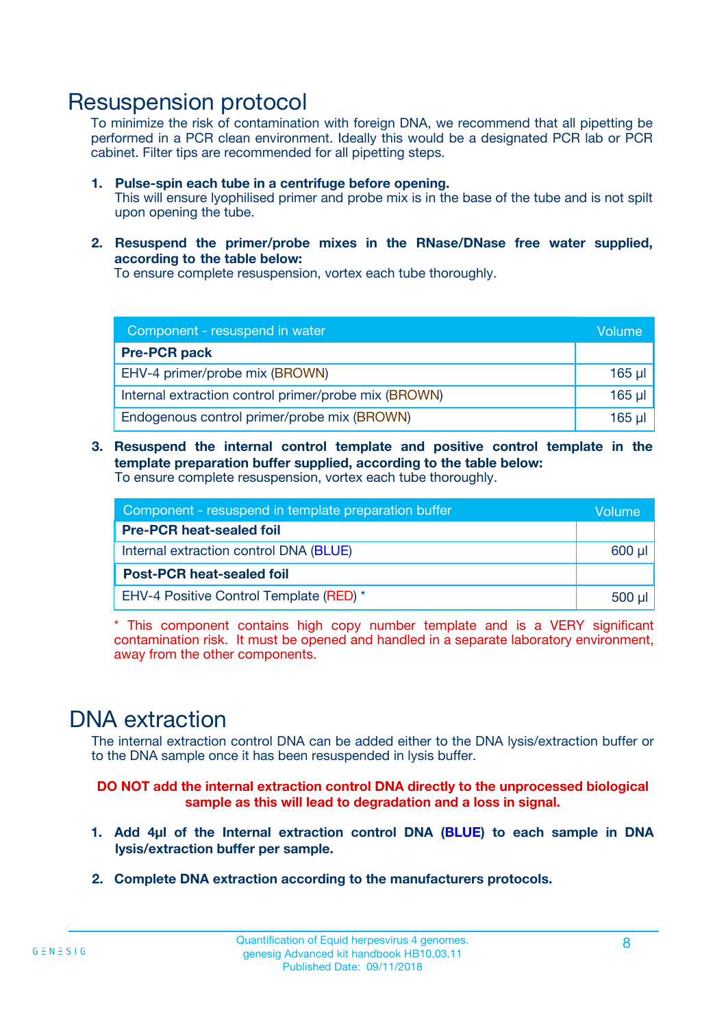# Resuspension protocol

To minimize the risk of contamination with foreign DNA, we recommend that all pipetting be performed in a PCR clean environment. Ideally this would be a designated PCR lab or PCR cabinet. Filter tips are recommended for all pipetting steps.

1. **Pulse-spin each tube in a centrifuge before opening.**
   This will ensure lyophilised primer and probe mix is in the base of the tube and is not spilt upon opening the tube.

2. **Resuspend the primer/probe mixes in the RNase/DNase free water supplied, according to the table below:**
   To ensure complete resuspension, vortex each tube thoroughly.

| Component - resuspend in water | Volume |
|---|---|
| **Pre-PCR pack** | |
| EHV-4 primer/probe mix (BROWN) | 165 µl |
| Internal extraction control primer/probe mix (BROWN) | 165 µl |
| Endogenous control primer/probe mix (BROWN) | 165 µl |

3. **Resuspend the internal control template and positive control template in the template preparation buffer supplied, according to the table below:**
   To ensure complete resuspension, vortex each tube thoroughly.

| Component - resuspend in template preparation buffer | Volume |
|---|---|
| **Pre-PCR heat-sealed foil** | |
| Internal extraction control DNA (BLUE) | 600 µl |
| **Post-PCR heat-sealed foil** | |
| EHV-4 Positive Control Template (RED) * | 500 µl |

* This component contains high copy number template and is a VERY significant contamination risk. It must be opened and handled in a separate laboratory environment, away from the other components.

# DNA extraction

The internal extraction control DNA can be added either to the DNA lysis/extraction buffer or to the DNA sample once it has been resuspended in lysis buffer.

**DO NOT add the internal extraction control DNA directly to the unprocessed biological sample as this will lead to degradation and a loss in signal.**

1. **Add 4µl of the Internal extraction control DNA (BLUE) to each sample in DNA lysis/extraction buffer per sample.**

2. **Complete DNA extraction according to the manufacturers protocols.**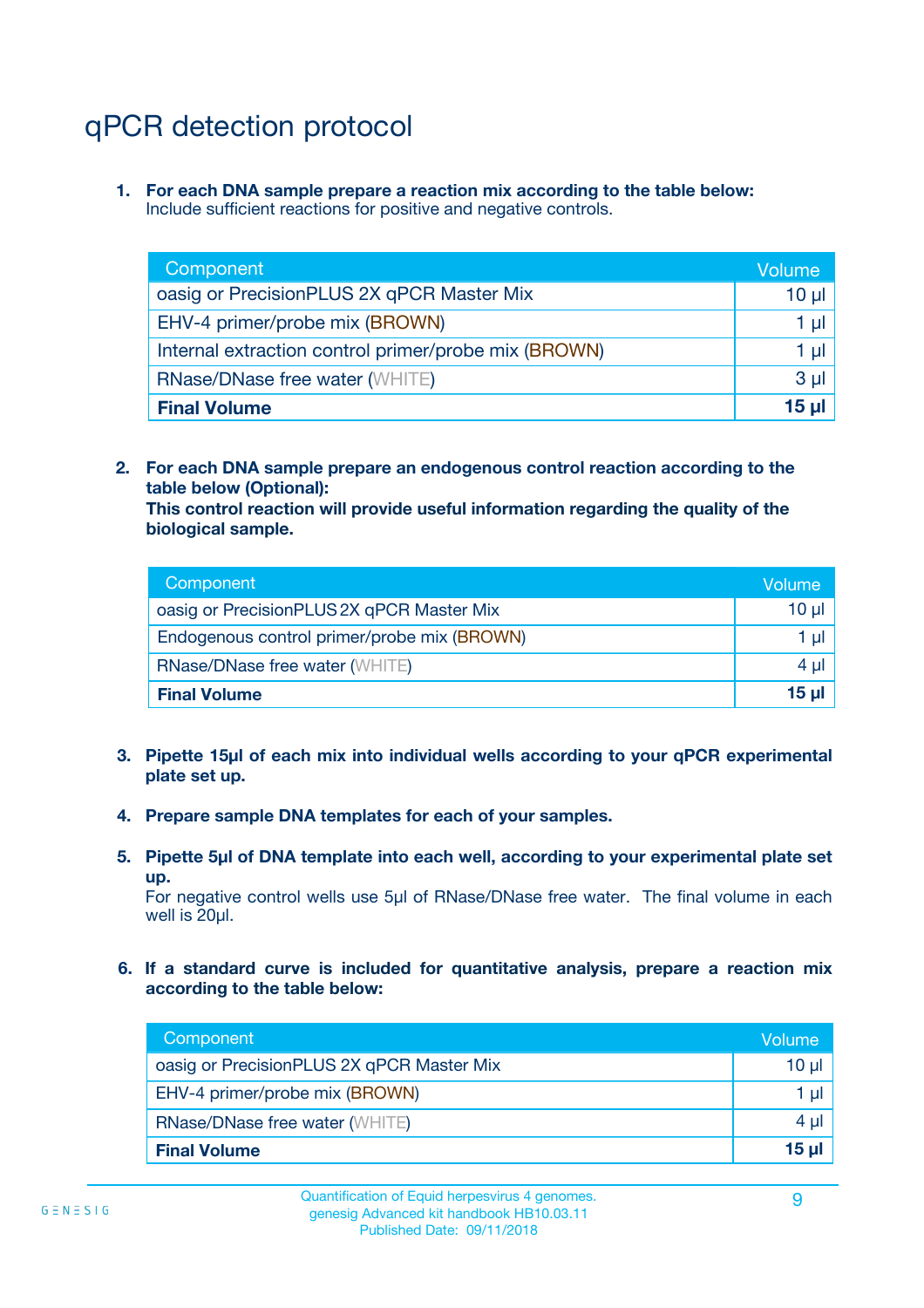# qPCR detection protocol

1. **For each DNA sample prepare a reaction mix according to the table below:**
   Include sufficient reactions for positive and negative controls.

| Component | Volume |
|---|---|
| oasig or PrecisionPLUS 2X qPCR Master Mix | 10 µl |
| EHV-4 primer/probe mix (BROWN) | 1 µl |
| Internal extraction control primer/probe mix (BROWN) | 1 µl |
| RNase/DNase free water (WHITE) | 3 µl |
| **Final Volume** | **15 µl** |

2. **For each DNA sample prepare an endogenous control reaction according to the table below (Optional):**
   **This control reaction will provide useful information regarding the quality of the biological sample.**

| Component | Volume |
|---|---|
| oasig or PrecisionPLUS 2X qPCR Master Mix | 10 µl |
| Endogenous control primer/probe mix (BROWN) | 1 µl |
| RNase/DNase free water (WHITE) | 4 µl |
| **Final Volume** | **15 µl** |

3. **Pipette 15µl of each mix into individual wells according to your qPCR experimental plate set up.**

4. **Prepare sample DNA templates for each of your samples.**

5. **Pipette 5µl of DNA template into each well, according to your experimental plate set up.**
   For negative control wells use 5µl of RNase/DNase free water. The final volume in each well is 20µl.

6. **If a standard curve is included for quantitative analysis, prepare a reaction mix according to the table below:**

| Component | Volume |
|---|---|
| oasig or PrecisionPLUS 2X qPCR Master Mix | 10 µl |
| EHV-4 primer/probe mix (BROWN) | 1 µl |
| RNase/DNase free water (WHITE) | 4 µl |
| **Final Volume** | **15 µl** |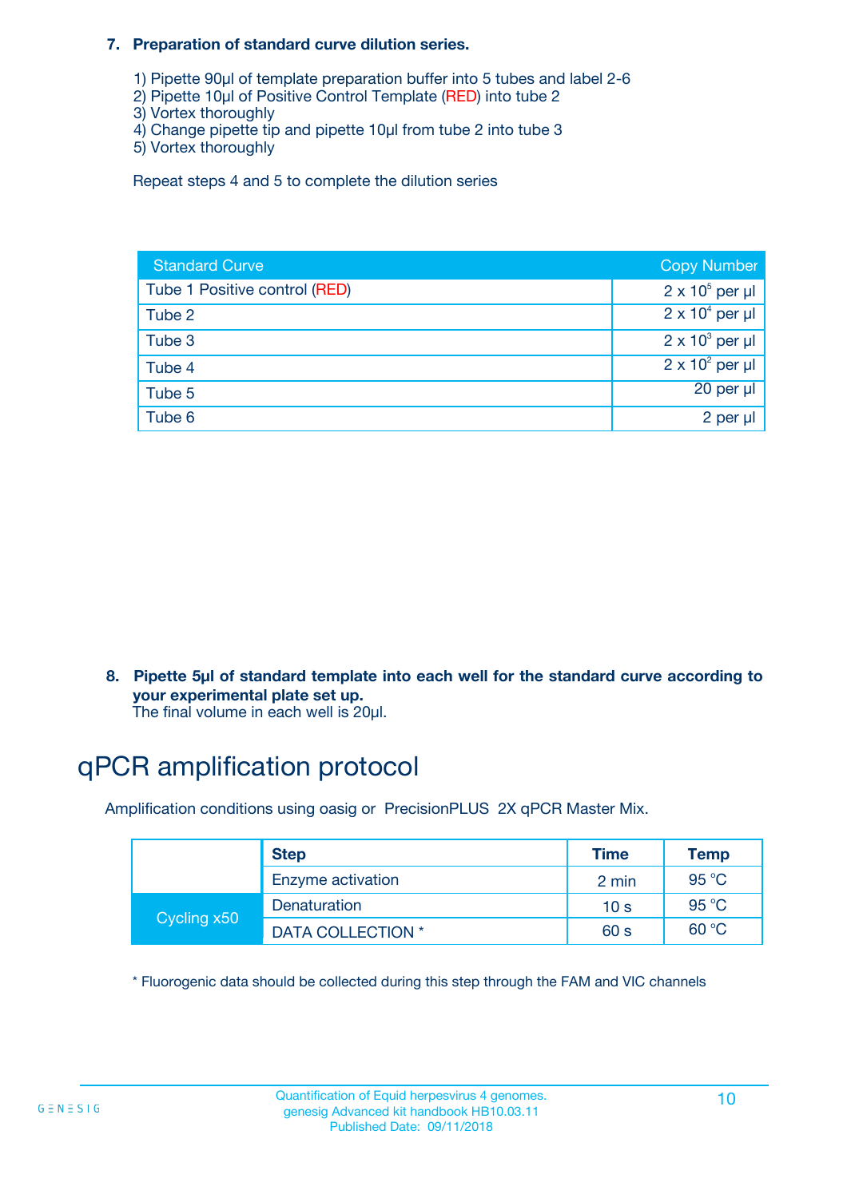### 7. Preparation of standard curve dilution series.

1) Pipette 90µl of template preparation buffer into 5 tubes and label 2-6
2) Pipette 10µl of Positive Control Template (RED) into tube 2
3) Vortex thoroughly
4) Change pipette tip and pipette 10µl from tube 2 into tube 3
5) Vortex thoroughly

Repeat steps 4 and 5 to complete the dilution series

| Standard Curve | Copy Number |
|---|---|
| Tube 1 Positive control (RED) | $2 \times 10^5$ per µl |
| Tube 2 | $2 \times 10^4$ per µl |
| Tube 3 | $2 \times 10^3$ per µl |
| Tube 4 | $2 \times 10^2$ per µl |
| Tube 5 | 20 per µl |
| Tube 6 | 2 per µl |

### 8. Pipette 5µl of standard template into each well for the standard curve according to your experimental plate set up.

The final volume in each well is 20µl.

# qPCR amplification protocol

Amplification conditions using oasig or PrecisionPLUS 2X qPCR Master Mix.

| | Step | Time | Temp |
|---|---|---|---|
| | Enzyme activation | 2 min | 95 °C |
| Cycling x50 | Denaturation | 10 s | 95 °C |
| | DATA COLLECTION * | 60 s | 60 °C |

* Fluorogenic data should be collected during this step through the FAM and VIC channels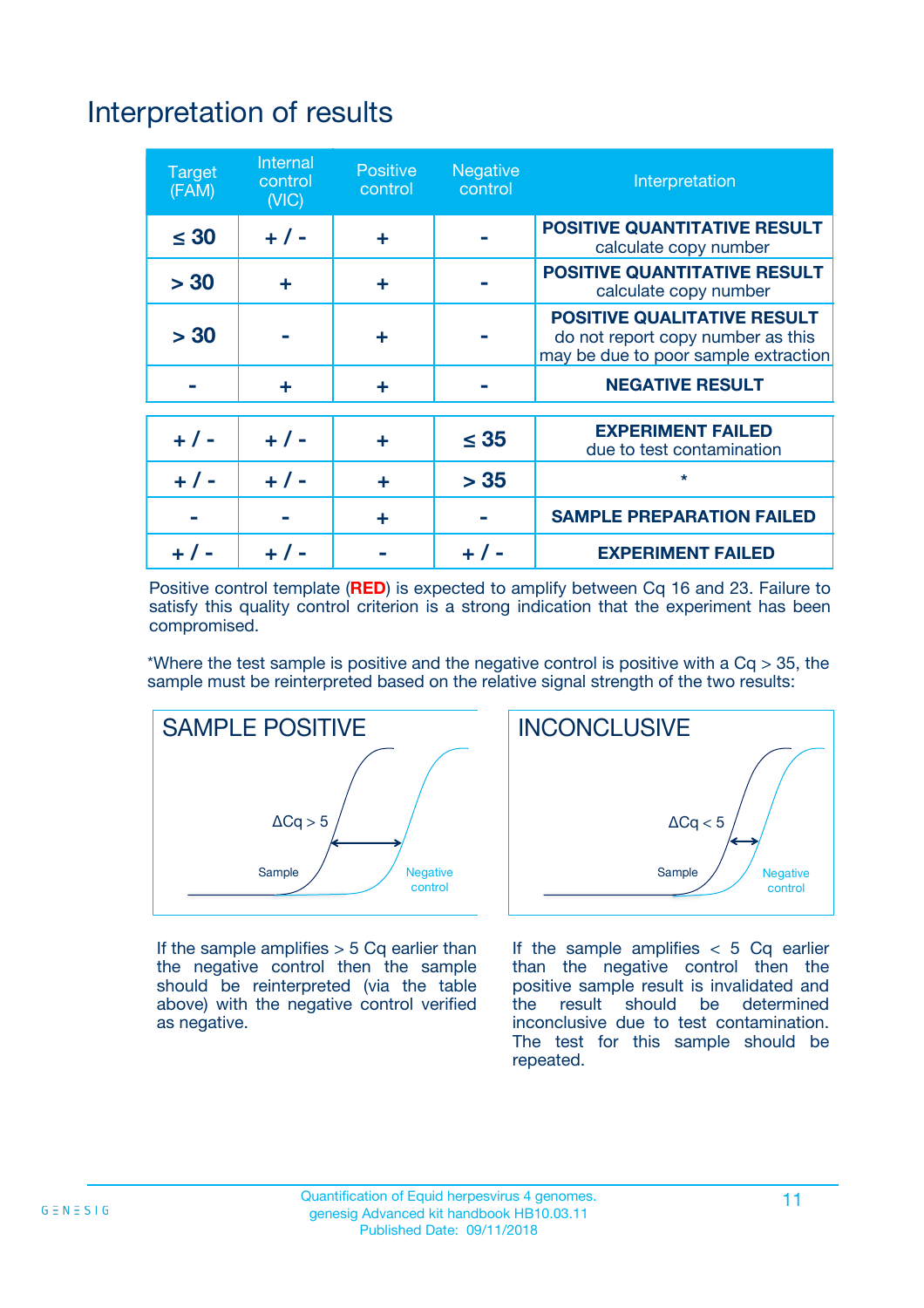# Interpretation of results

| Target (FAM) | Internal control (VIC) | Positive control | Negative control | Interpretation |
|---|---|---|---|---|
| ≤ 30 | + / - | + | - | **POSITIVE QUANTITATIVE RESULT** calculate copy number |
| > 30 | + | + | - | **POSITIVE QUANTITATIVE RESULT** calculate copy number |
| > 30 | - | + | - | **POSITIVE QUALITATIVE RESULT** do not report copy number as this may be due to poor sample extraction |
| - | + | + | - | **NEGATIVE RESULT** |
| + / - | + / - | + | ≤ 35 | **EXPERIMENT FAILED** due to test contamination |
| + / - | + / - | + | > 35 | * |
| - | - | + | - | **SAMPLE PREPARATION FAILED** |
| + / - | + / - | - | + / - | **EXPERIMENT FAILED** |

Positive control template (**RED**) is expected to amplify between Cq 16 and 23. Failure to satisfy this quality control criterion is a strong indication that the experiment has been compromised.

*Where the test sample is positive and the negative control is positive with a Cq > 35, the sample must be reinterpreted based on the relative signal strength of the two results:

## SAMPLE POSITIVE

ΔCq > 5

Sample

Negative control

If the sample amplifies > 5 Cq earlier than the negative control then the sample should be reinterpreted (via the table above) with the negative control verified as negative.

## INCONCLUSIVE

ΔCq < 5

Sample

Negative control

If the sample amplifies < 5 Cq earlier than the negative control then the positive sample result is invalidated and the result should be determined inconclusive due to test contamination. The test for this sample should be repeated.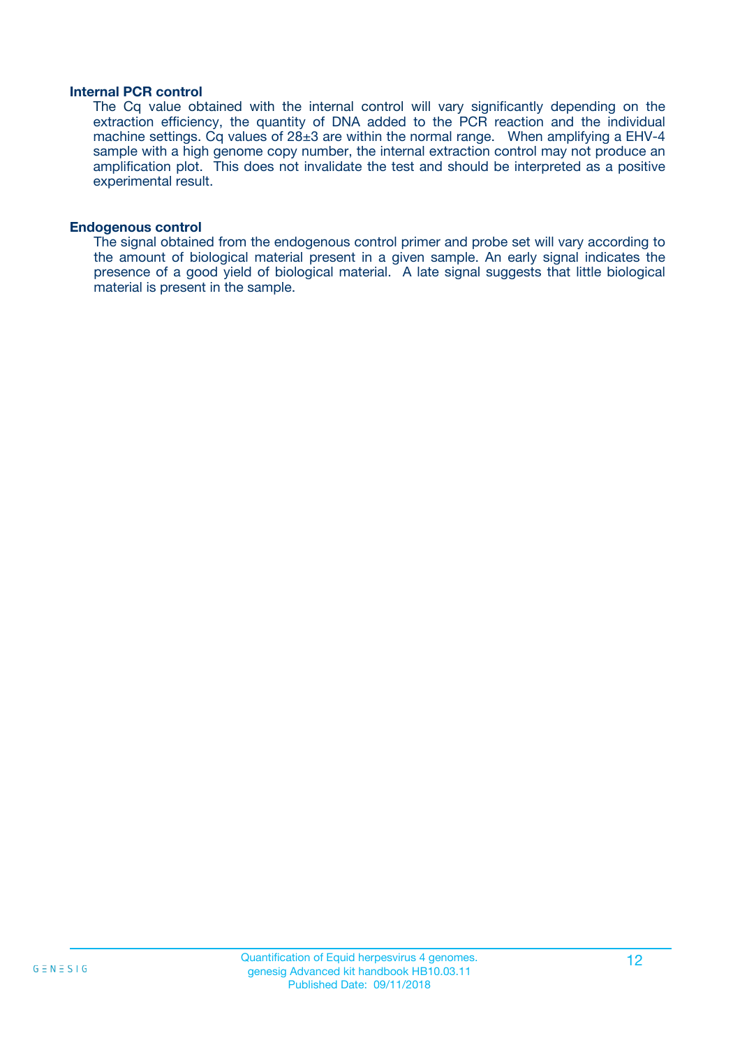### Internal PCR control

The Cq value obtained with the internal control will vary significantly depending on the extraction efficiency, the quantity of DNA added to the PCR reaction and the individual machine settings. Cq values of $28 \pm 3$ are within the normal range. When amplifying a EHV-4 sample with a high genome copy number, the internal extraction control may not produce an amplification plot. This does not invalidate the test and should be interpreted as a positive experimental result.

### Endogenous control

The signal obtained from the endogenous control primer and probe set will vary according to the amount of biological material present in a given sample. An early signal indicates the presence of a good yield of biological material. A late signal suggests that little biological material is present in the sample.